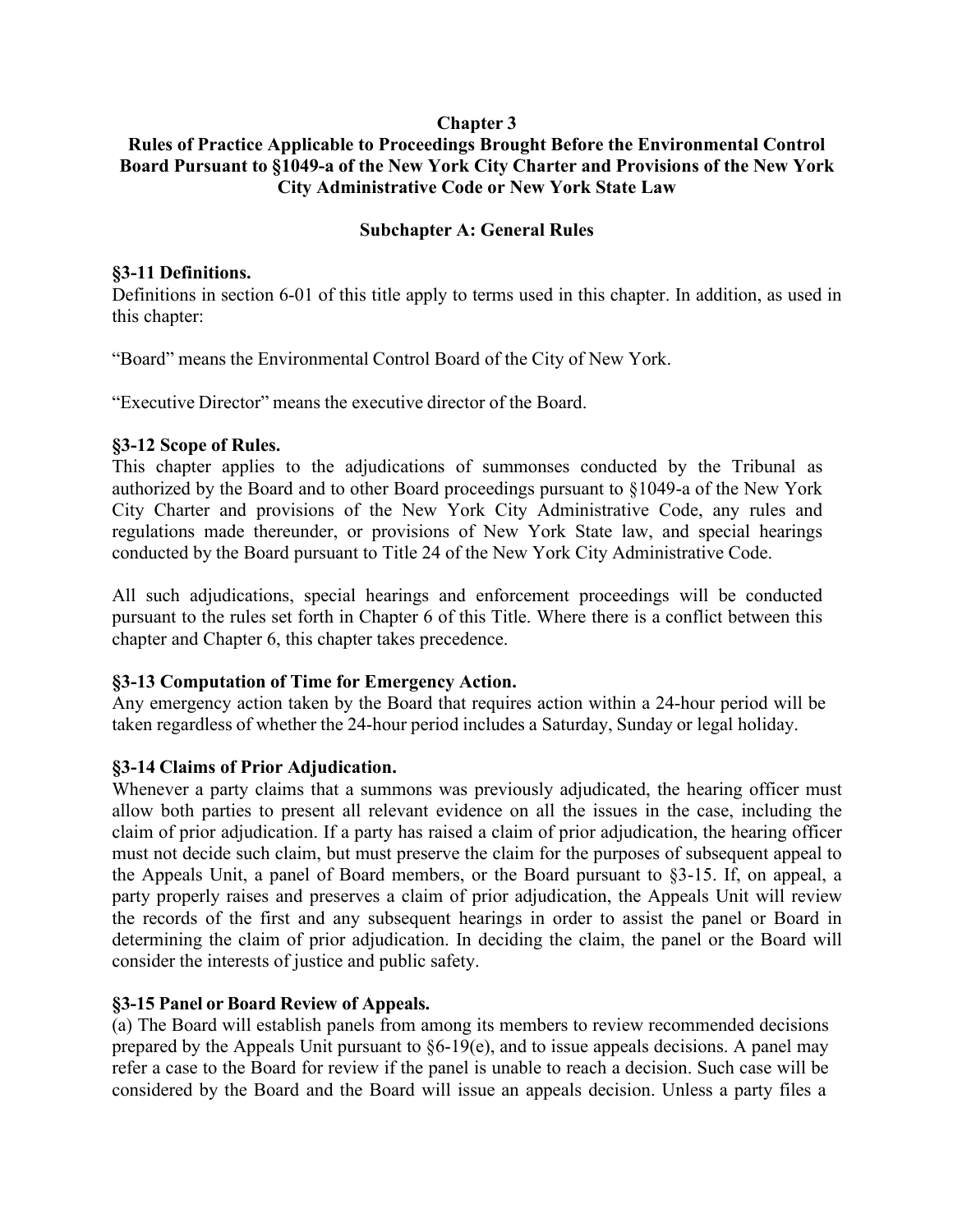# Chapter 3

## Rules of Practice Applicable to Proceedings Brought Before the Environmental Control Board Pursuant to §1049-a of the New York City Charter and Provisions of the New York City Administrative Code or New York State Law

### Subchapter A: General Rules

**§3-11 Definitions.**

Definitions in section 6-01 of this title apply to terms used in this chapter. In addition, as used in this chapter:

"Board" means the Environmental Control Board of the City of New York.

"Executive Director" means the executive director of the Board.

**§3-12 Scope of Rules.**

This chapter applies to the adjudications of summonses conducted by the Tribunal as authorized by the Board and to other Board proceedings pursuant to §1049-a of the New York City Charter and provisions of the New York City Administrative Code, any rules and regulations made thereunder, or provisions of New York State law, and special hearings conducted by the Board pursuant to Title 24 of the New York City Administrative Code.

All such adjudications, special hearings and enforcement proceedings will be conducted pursuant to the rules set forth in Chapter 6 of this Title. Where there is a conflict between this chapter and Chapter 6, this chapter takes precedence.

**§3-13 Computation of Time for Emergency Action.**

Any emergency action taken by the Board that requires action within a 24-hour period will be taken regardless of whether the 24-hour period includes a Saturday, Sunday or legal holiday.

**§3-14 Claims of Prior Adjudication.**

Whenever a party claims that a summons was previously adjudicated, the hearing officer must allow both parties to present all relevant evidence on all the issues in the case, including the claim of prior adjudication. If a party has raised a claim of prior adjudication, the hearing officer must not decide such claim, but must preserve the claim for the purposes of subsequent appeal to the Appeals Unit, a panel of Board members, or the Board pursuant to §3-15. If, on appeal, a party properly raises and preserves a claim of prior adjudication, the Appeals Unit will review the records of the first and any subsequent hearings in order to assist the panel or Board in determining the claim of prior adjudication. In deciding the claim, the panel or the Board will consider the interests of justice and public safety.

**§3-15 Panel or Board Review of Appeals.**

(a) The Board will establish panels from among its members to review recommended decisions prepared by the Appeals Unit pursuant to §6-19(e), and to issue appeals decisions. A panel may refer a case to the Board for review if the panel is unable to reach a decision. Such case will be considered by the Board and the Board will issue an appeals decision. Unless a party files a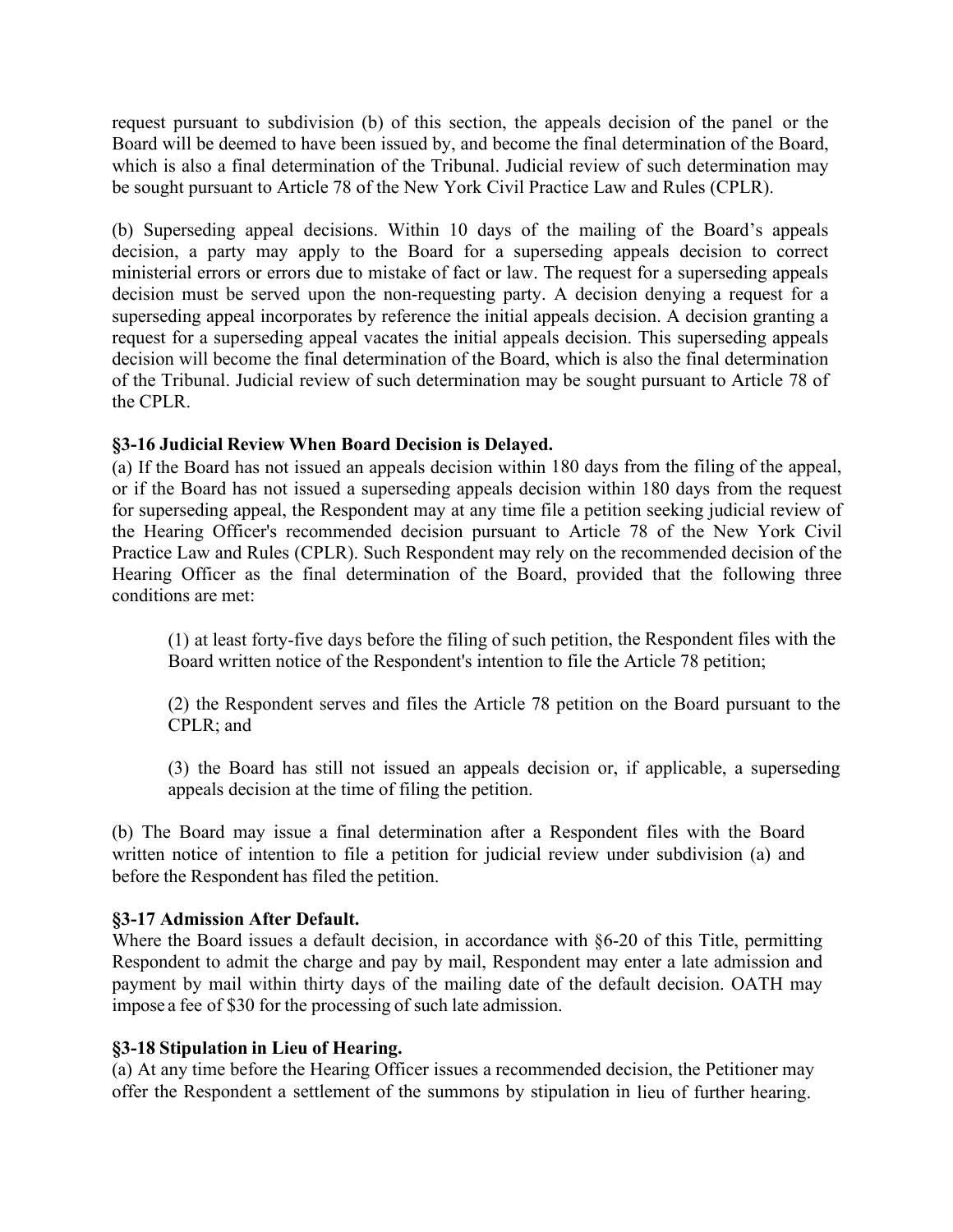request pursuant to subdivision (b) of this section, the appeals decision of the panel or the Board will be deemed to have been issued by, and become the final determination of the Board, which is also a final determination of the Tribunal. Judicial review of such determination may be sought pursuant to Article 78 of the New York Civil Practice Law and Rules (CPLR).

(b) Superseding appeal decisions. Within 10 days of the mailing of the Board's appeals decision, a party may apply to the Board for a superseding appeals decision to correct ministerial errors or errors due to mistake of fact or law. The request for a superseding appeals decision must be served upon the non-requesting party. A decision denying a request for a superseding appeal incorporates by reference the initial appeals decision. A decision granting a request for a superseding appeal vacates the initial appeals decision. This superseding appeals decision will become the final determination of the Board, which is also the final determination of the Tribunal. Judicial review of such determination may be sought pursuant to Article 78 of the CPLR.

**§3-16 Judicial Review When Board Decision is Delayed.**
(a) If the Board has not issued an appeals decision within 180 days from the filing of the appeal, or if the Board has not issued a superseding appeals decision within 180 days from the request for superseding appeal, the Respondent may at any time file a petition seeking judicial review of the Hearing Officer's recommended decision pursuant to Article 78 of the New York Civil Practice Law and Rules (CPLR). Such Respondent may rely on the recommended decision of the Hearing Officer as the final determination of the Board, provided that the following three conditions are met:

> (1) at least forty-five days before the filing of such petition, the Respondent files with the Board written notice of the Respondent's intention to file the Article 78 petition;
>
> (2) the Respondent serves and files the Article 78 petition on the Board pursuant to the CPLR; and
>
> (3) the Board has still not issued an appeals decision or, if applicable, a superseding appeals decision at the time of filing the petition.

(b) The Board may issue a final determination after a Respondent files with the Board written notice of intention to file a petition for judicial review under subdivision (a) and before the Respondent has filed the petition.

**§3-17 Admission After Default.**
Where the Board issues a default decision, in accordance with §6-20 of this Title, permitting Respondent to admit the charge and pay by mail, Respondent may enter a late admission and payment by mail within thirty days of the mailing date of the default decision. OATH may impose a fee of $30 for the processing of such late admission.

**§3-18 Stipulation in Lieu of Hearing.**
(a) At any time before the Hearing Officer issues a recommended decision, the Petitioner may offer the Respondent a settlement of the summons by stipulation in lieu of further hearing.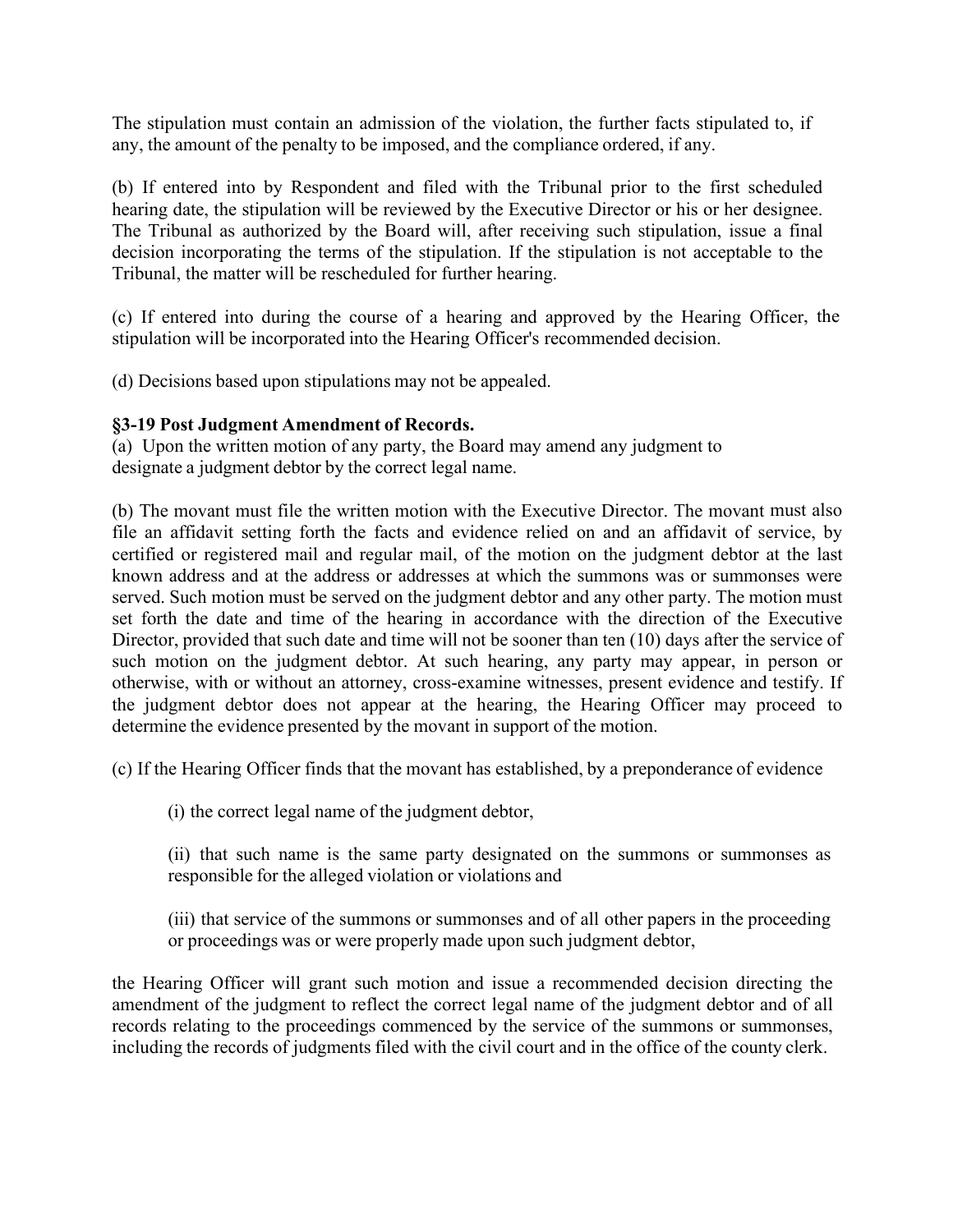The stipulation must contain an admission of the violation, the further facts stipulated to, if any, the amount of the penalty to be imposed, and the compliance ordered, if any.

(b) If entered into by Respondent and filed with the Tribunal prior to the first scheduled hearing date, the stipulation will be reviewed by the Executive Director or his or her designee. The Tribunal as authorized by the Board will, after receiving such stipulation, issue a final decision incorporating the terms of the stipulation. If the stipulation is not acceptable to the Tribunal, the matter will be rescheduled for further hearing.

(c) If entered into during the course of a hearing and approved by the Hearing Officer, the stipulation will be incorporated into the Hearing Officer's recommended decision.

(d) Decisions based upon stipulations may not be appealed.

**§3-19 Post Judgment Amendment of Records.**

(a) Upon the written motion of any party, the Board may amend any judgment to designate a judgment debtor by the correct legal name.

(b) The movant must file the written motion with the Executive Director. The movant must also file an affidavit setting forth the facts and evidence relied on and an affidavit of service, by certified or registered mail and regular mail, of the motion on the judgment debtor at the last known address and at the address or addresses at which the summons was or summonses were served. Such motion must be served on the judgment debtor and any other party. The motion must set forth the date and time of the hearing in accordance with the direction of the Executive Director, provided that such date and time will not be sooner than ten (10) days after the service of such motion on the judgment debtor. At such hearing, any party may appear, in person or otherwise, with or without an attorney, cross-examine witnesses, present evidence and testify. If the judgment debtor does not appear at the hearing, the Hearing Officer may proceed to determine the evidence presented by the movant in support of the motion.

(c) If the Hearing Officer finds that the movant has established, by a preponderance of evidence

(i) the correct legal name of the judgment debtor,

(ii) that such name is the same party designated on the summons or summonses as responsible for the alleged violation or violations and

(iii) that service of the summons or summonses and of all other papers in the proceeding or proceedings was or were properly made upon such judgment debtor,

the Hearing Officer will grant such motion and issue a recommended decision directing the amendment of the judgment to reflect the correct legal name of the judgment debtor and of all records relating to the proceedings commenced by the service of the summons or summonses, including the records of judgments filed with the civil court and in the office of the county clerk.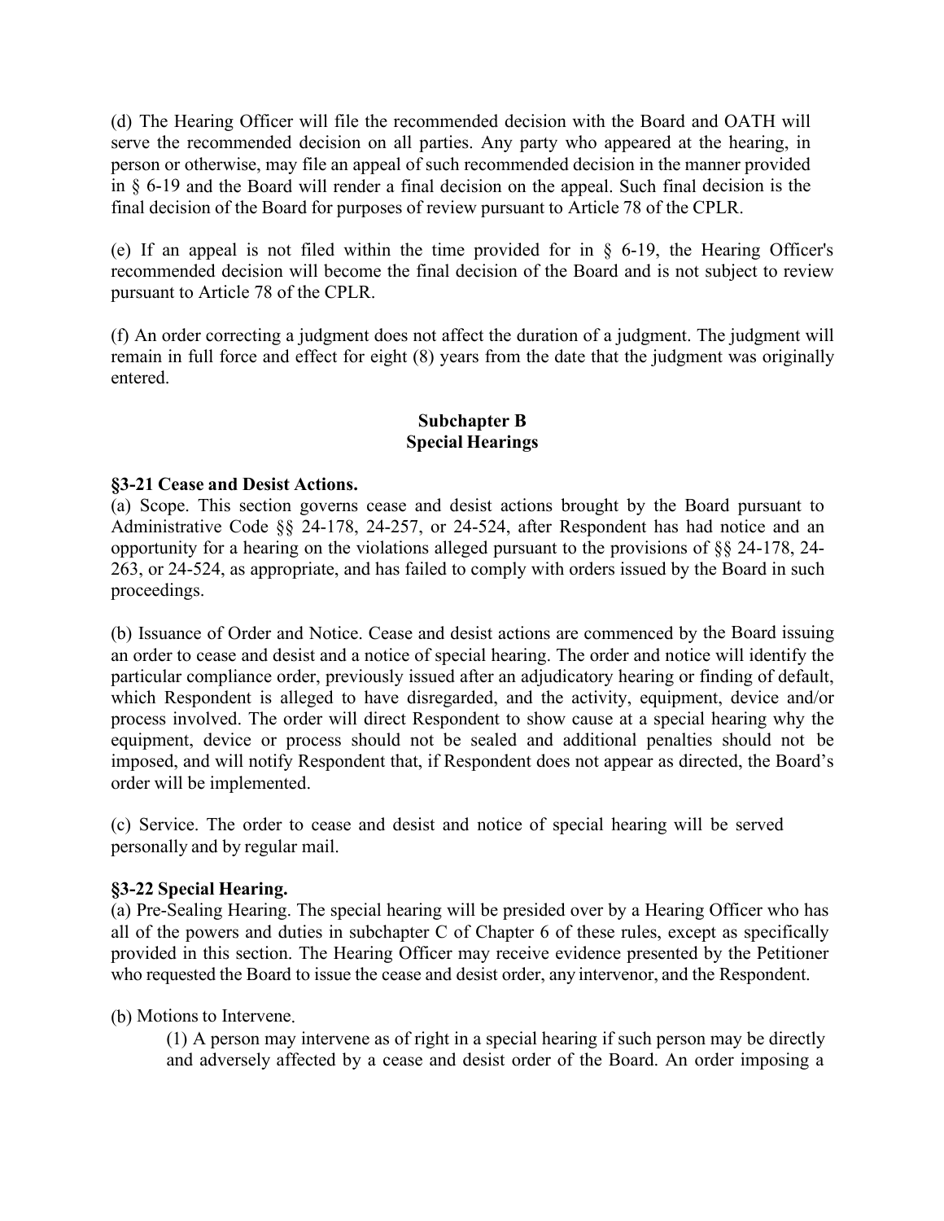(d) The Hearing Officer will file the recommended decision with the Board and OATH will serve the recommended decision on all parties. Any party who appeared at the hearing, in person or otherwise, may file an appeal of such recommended decision in the manner provided in § 6-19 and the Board will render a final decision on the appeal. Such final decision is the final decision of the Board for purposes of review pursuant to Article 78 of the CPLR.

(e) If an appeal is not filed within the time provided for in § 6-19, the Hearing Officer's recommended decision will become the final decision of the Board and is not subject to review pursuant to Article 78 of the CPLR.

(f) An order correcting a judgment does not affect the duration of a judgment. The judgment will remain in full force and effect for eight (8) years from the date that the judgment was originally entered.

## Subchapter B
## Special Hearings

### §3-21 Cease and Desist Actions.

(a) Scope. This section governs cease and desist actions brought by the Board pursuant to Administrative Code §§ 24-178, 24-257, or 24-524, after Respondent has had notice and an opportunity for a hearing on the violations alleged pursuant to the provisions of §§ 24-178, 24-263, or 24-524, as appropriate, and has failed to comply with orders issued by the Board in such proceedings.

(b) Issuance of Order and Notice. Cease and desist actions are commenced by the Board issuing an order to cease and desist and a notice of special hearing. The order and notice will identify the particular compliance order, previously issued after an adjudicatory hearing or finding of default, which Respondent is alleged to have disregarded, and the activity, equipment, device and/or process involved. The order will direct Respondent to show cause at a special hearing why the equipment, device or process should not be sealed and additional penalties should not be imposed, and will notify Respondent that, if Respondent does not appear as directed, the Board's order will be implemented.

(c) Service. The order to cease and desist and notice of special hearing will be served personally and by regular mail.

### §3-22 Special Hearing.

(a) Pre-Sealing Hearing. The special hearing will be presided over by a Hearing Officer who has all of the powers and duties in subchapter C of Chapter 6 of these rules, except as specifically provided in this section. The Hearing Officer may receive evidence presented by the Petitioner who requested the Board to issue the cease and desist order, any intervenor, and the Respondent.

(b) Motions to Intervene.

(1) A person may intervene as of right in a special hearing if such person may be directly and adversely affected by a cease and desist order of the Board. An order imposing a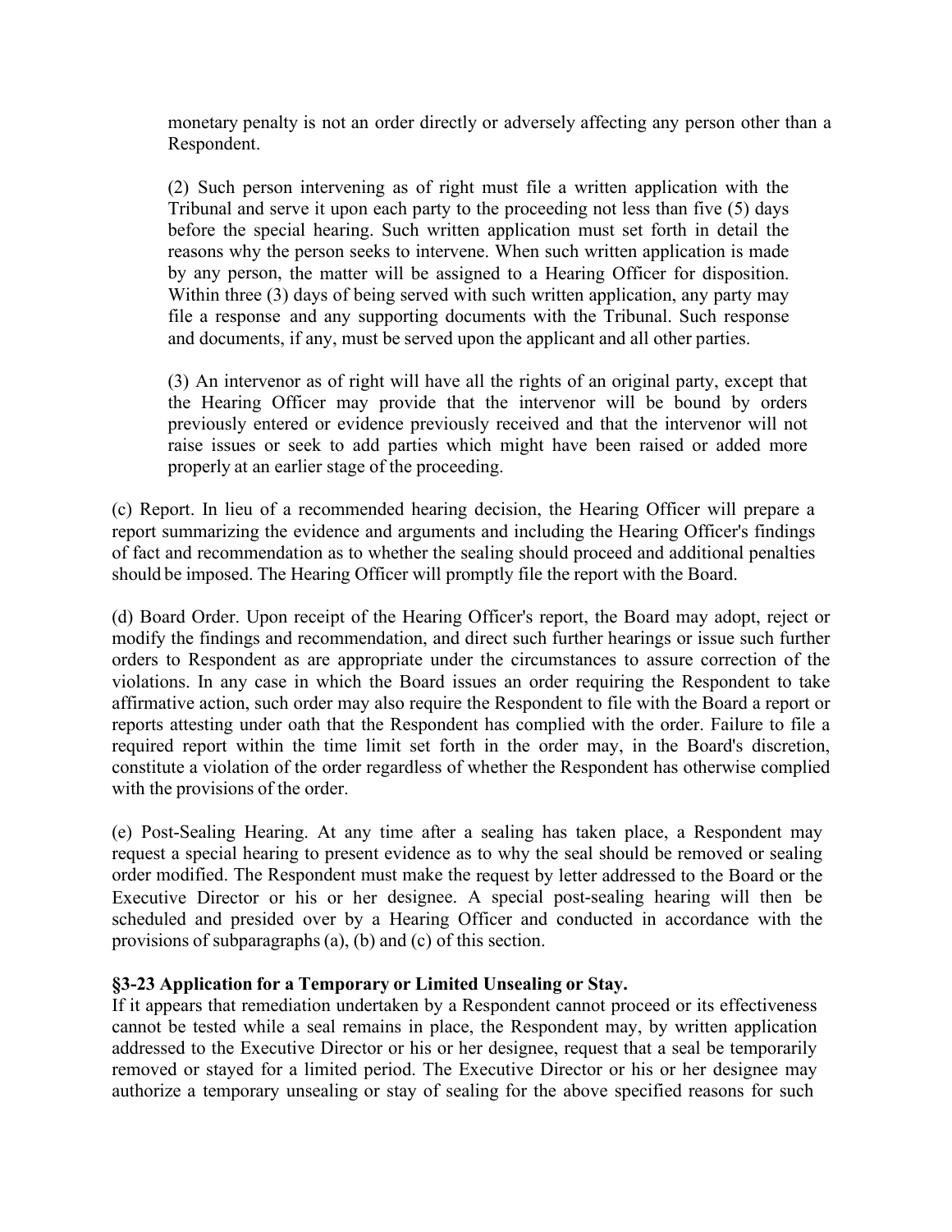monetary penalty is not an order directly or adversely affecting any person other than a Respondent.

(2) Such person intervening as of right must file a written application with the Tribunal and serve it upon each party to the proceeding not less than five (5) days before the special hearing. Such written application must set forth in detail the reasons why the person seeks to intervene. When such written application is made by any person, the matter will be assigned to a Hearing Officer for disposition. Within three (3) days of being served with such written application, any party may file a response and any supporting documents with the Tribunal. Such response and documents, if any, must be served upon the applicant and all other parties.

(3) An intervenor as of right will have all the rights of an original party, except that the Hearing Officer may provide that the intervenor will be bound by orders previously entered or evidence previously received and that the intervenor will not raise issues or seek to add parties which might have been raised or added more properly at an earlier stage of the proceeding.

(c) Report. In lieu of a recommended hearing decision, the Hearing Officer will prepare a report summarizing the evidence and arguments and including the Hearing Officer's findings of fact and recommendation as to whether the sealing should proceed and additional penalties should be imposed. The Hearing Officer will promptly file the report with the Board.

(d) Board Order. Upon receipt of the Hearing Officer's report, the Board may adopt, reject or modify the findings and recommendation, and direct such further hearings or issue such further orders to Respondent as are appropriate under the circumstances to assure correction of the violations. In any case in which the Board issues an order requiring the Respondent to take affirmative action, such order may also require the Respondent to file with the Board a report or reports attesting under oath that the Respondent has complied with the order. Failure to file a required report within the time limit set forth in the order may, in the Board's discretion, constitute a violation of the order regardless of whether the Respondent has otherwise complied with the provisions of the order.

(e) Post-Sealing Hearing. At any time after a sealing has taken place, a Respondent may request a special hearing to present evidence as to why the seal should be removed or sealing order modified. The Respondent must make the request by letter addressed to the Board or the Executive Director or his or her designee. A special post-sealing hearing will then be scheduled and presided over by a Hearing Officer and conducted in accordance with the provisions of subparagraphs (a), (b) and (c) of this section.

**§3-23 Application for a Temporary or Limited Unsealing or Stay.**
If it appears that remediation undertaken by a Respondent cannot proceed or its effectiveness cannot be tested while a seal remains in place, the Respondent may, by written application addressed to the Executive Director or his or her designee, request that a seal be temporarily removed or stayed for a limited period. The Executive Director or his or her designee may authorize a temporary unsealing or stay of sealing for the above specified reasons for such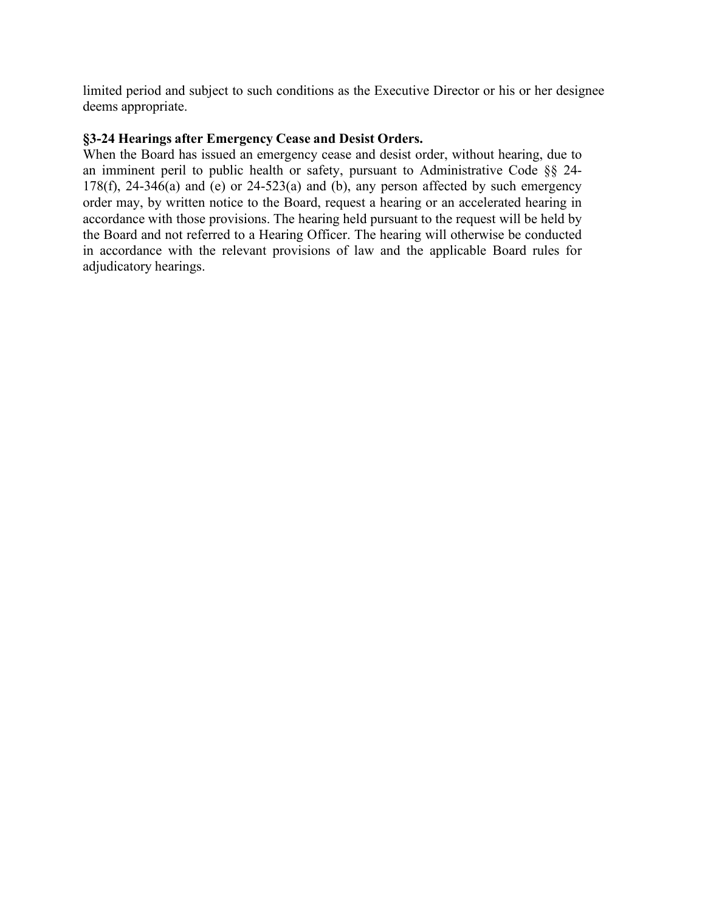limited period and subject to such conditions as the Executive Director or his or her designee deems appropriate.

**§3-24 Hearings after Emergency Cease and Desist Orders.**

When the Board has issued an emergency cease and desist order, without hearing, due to an imminent peril to public health or safety, pursuant to Administrative Code §§ 24-178(f), 24-346(a) and (e) or 24-523(a) and (b), any person affected by such emergency order may, by written notice to the Board, request a hearing or an accelerated hearing in accordance with those provisions. The hearing held pursuant to the request will be held by the Board and not referred to a Hearing Officer. The hearing will otherwise be conducted in accordance with the relevant provisions of law and the applicable Board rules for adjudicatory hearings.